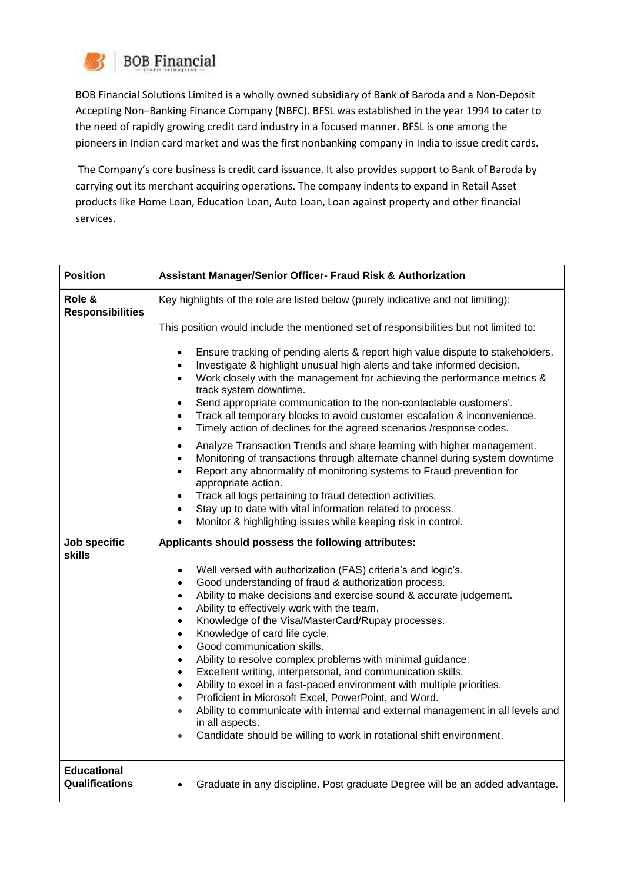BOB Financial

BOB Financial Solutions Limited is a wholly owned subsidiary of Bank of Baroda and a Non-Deposit Accepting Non–Banking Finance Company (NBFC). BFSL was established in the year 1994 to cater to the need of rapidly growing credit card industry in a focused manner. BFSL is one among the pioneers in Indian card market and was the first nonbanking company in India to issue credit cards.

The Company's core business is credit card issuance. It also provides support to Bank of Baroda by carrying out its merchant acquiring operations. The company indents to expand in Retail Asset products like Home Loan, Education Loan, Auto Loan, Loan against property and other financial services.

| **Position** | **Assistant Manager/Senior Officer- Fraud Risk & Authorization** |
|---|---|
| **Role & Responsibilities** | Key highlights of the role are listed below (purely indicative and not limiting):<br><br>This position would include the mentioned set of responsibilities but not limited to:<br><br>• Ensure tracking of pending alerts & report high value dispute to stakeholders.<br>• Investigate & highlight unusual high alerts and take informed decision.<br>• Work closely with the management for achieving the performance metrics & track system downtime.<br>• Send appropriate communication to the non-contactable customers'.<br>• Track all temporary blocks to avoid customer escalation & inconvenience.<br>• Timely action of declines for the agreed scenarios /response codes.<br>• Analyze Transaction Trends and share learning with higher management.<br>• Monitoring of transactions through alternate channel during system downtime<br>• Report any abnormality of monitoring systems to Fraud prevention for appropriate action.<br>• Track all logs pertaining to fraud detection activities.<br>• Stay up to date with vital information related to process.<br>• Monitor & highlighting issues while keeping risk in control. |
| **Job specific skills** | **Applicants should possess the following attributes:**<br><br>• Well versed with authorization (FAS) criteria's and logic's.<br>• Good understanding of fraud & authorization process.<br>• Ability to make decisions and exercise sound & accurate judgement.<br>• Ability to effectively work with the team.<br>• Knowledge of the Visa/MasterCard/Rupay processes.<br>• Knowledge of card life cycle.<br>• Good communication skills.<br>• Ability to resolve complex problems with minimal guidance.<br>• Excellent writing, interpersonal, and communication skills.<br>• Ability to excel in a fast-paced environment with multiple priorities.<br>• Proficient in Microsoft Excel, PowerPoint, and Word.<br>• Ability to communicate with internal and external management in all levels and in all aspects.<br>• Candidate should be willing to work in rotational shift environment. |
| **Educational Qualifications** | • Graduate in any discipline. Post graduate Degree will be an added advantage. |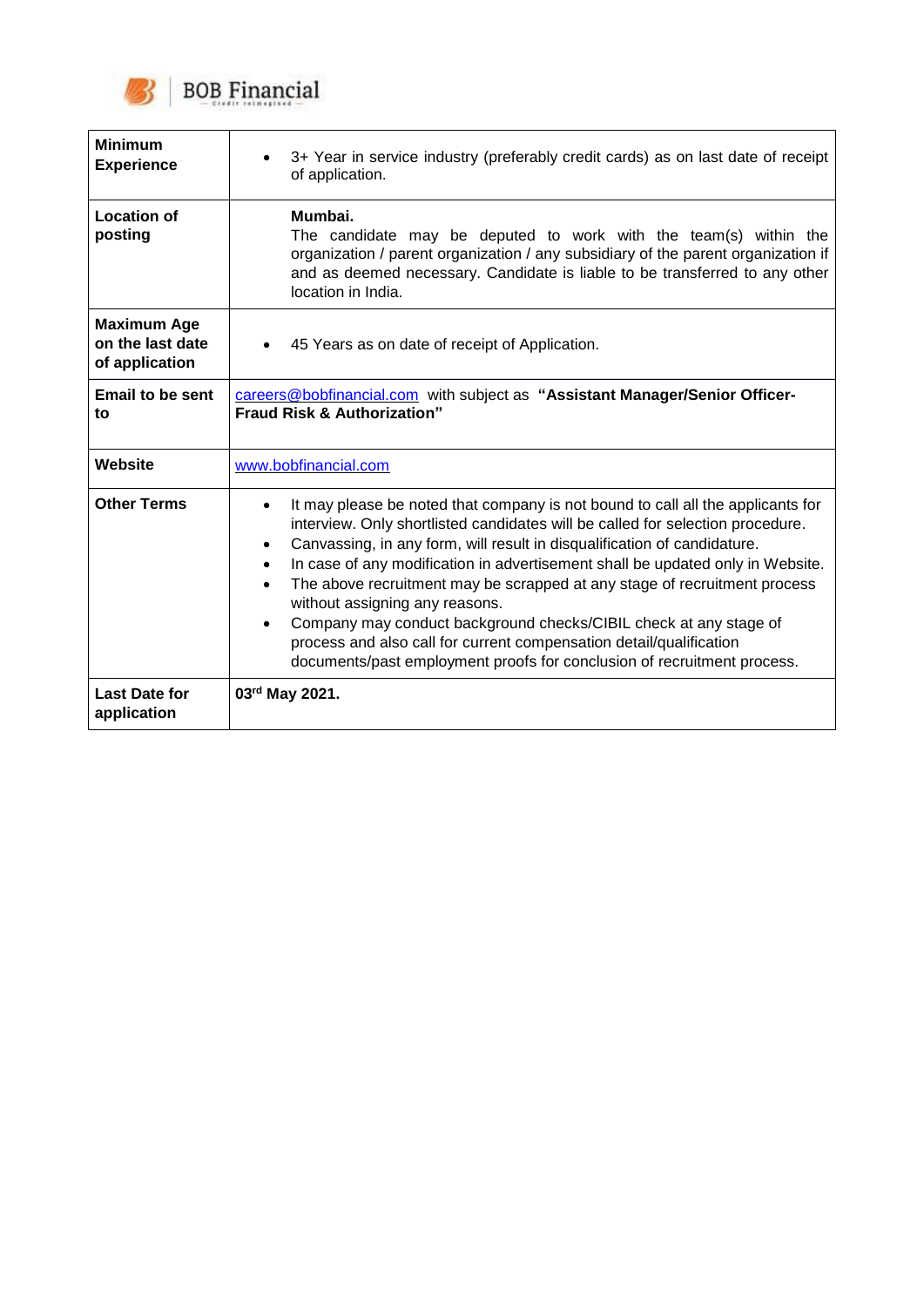| | |
|---|---|
| **Minimum Experience** | • 3+ Year in service industry (preferably credit cards) as on last date of receipt of application. |
| **Location of posting** | **Mumbai.**<br>The candidate may be deputed to work with the team(s) within the organization / parent organization / any subsidiary of the parent organization if and as deemed necessary. Candidate is liable to be transferred to any other location in India. |
| **Maximum Age on the last date of application** | • 45 Years as on date of receipt of Application. |
| **Email to be sent to** | careers@bobfinancial.com with subject as **"Assistant Manager/Senior Officer-Fraud Risk & Authorization"** |
| **Website** | www.bobfinancial.com |
| **Other Terms** | • It may please be noted that company is not bound to call all the applicants for interview. Only shortlisted candidates will be called for selection procedure.<br>• Canvassing, in any form, will result in disqualification of candidature.<br>• In case of any modification in advertisement shall be updated only in Website.<br>• The above recruitment may be scrapped at any stage of recruitment process without assigning any reasons.<br>• Company may conduct background checks/CIBIL check at any stage of process and also call for current compensation detail/qualification documents/past employment proofs for conclusion of recruitment process. |
| **Last Date for application** | **03rd May 2021.** |